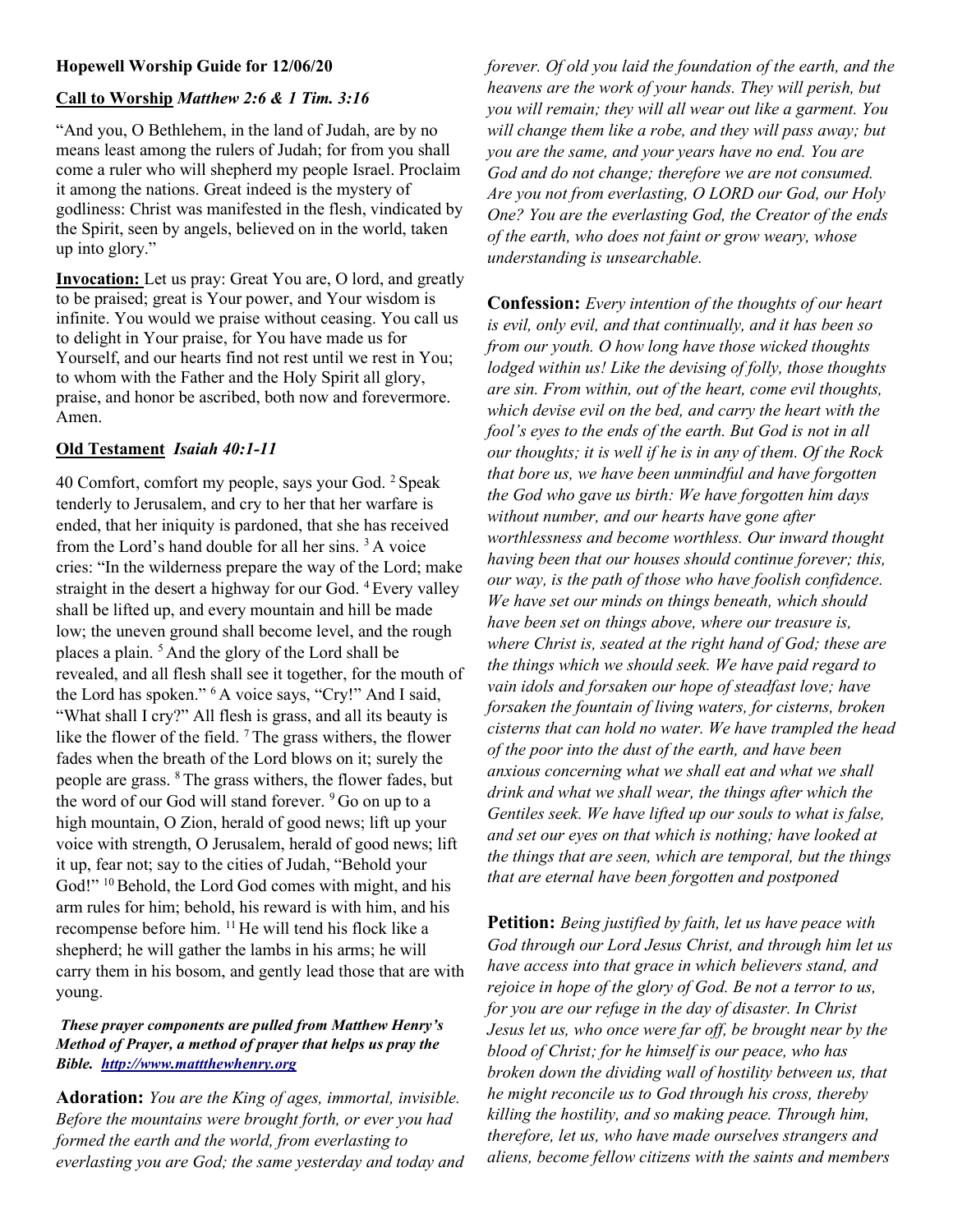**Hopewell Worship Guide for 12/06/20**

**Call to Worship** ***Matthew 2:6 & 1 Tim. 3:16***

"And you, O Bethlehem, in the land of Judah, are by no means least among the rulers of Judah; for from you shall come a ruler who will shepherd my people Israel. Proclaim it among the nations. Great indeed is the mystery of godliness: Christ was manifested in the flesh, vindicated by the Spirit, seen by angels, believed on in the world, taken up into glory."

**Invocation:** Let us pray: Great You are, O lord, and greatly to be praised; great is Your power, and Your wisdom is infinite. You would we praise without ceasing. You call us to delight in Your praise, for You have made us for Yourself, and our hearts find not rest until we rest in You; to whom with the Father and the Holy Spirit all glory, praise, and honor be ascribed, both now and forevermore. Amen.

**Old Testament** ***Isaiah 40:1-11***

40 Comfort, comfort my people, says your God. [2] Speak tenderly to Jerusalem, and cry to her that her warfare is ended, that her iniquity is pardoned, that she has received from the Lord's hand double for all her sins. [3] A voice cries: "In the wilderness prepare the way of the Lord; make straight in the desert a highway for our God. [4] Every valley shall be lifted up, and every mountain and hill be made low; the uneven ground shall become level, and the rough places a plain. [5] And the glory of the Lord shall be revealed, and all flesh shall see it together, for the mouth of the Lord has spoken." [6] A voice says, "Cry!" And I said, "What shall I cry?" All flesh is grass, and all its beauty is like the flower of the field. [7] The grass withers, the flower fades when the breath of the Lord blows on it; surely the people are grass. [8] The grass withers, the flower fades, but the word of our God will stand forever. [9] Go on up to a high mountain, O Zion, herald of good news; lift up your voice with strength, O Jerusalem, herald of good news; lift it up, fear not; say to the cities of Judah, "Behold your God!" [10] Behold, the Lord God comes with might, and his arm rules for him; behold, his reward is with him, and his recompense before him. [11] He will tend his flock like a shepherd; he will gather the lambs in his arms; he will carry them in his bosom, and gently lead those that are with young.

***These prayer components are pulled from Matthew Henry's Method of Prayer, a method of prayer that helps us pray the Bible. [http://www.mattthewhenry.org](http://www.mattthewhenry.org)***

**Adoration:** *You are the King of ages, immortal, invisible. Before the mountains were brought forth, or ever you had formed the earth and the world, from everlasting to everlasting you are God; the same yesterday and today and forever. Of old you laid the foundation of the earth, and the heavens are the work of your hands. They will perish, but you will remain; they will all wear out like a garment. You will change them like a robe, and they will pass away; but you are the same, and your years have no end. You are God and do not change; therefore we are not consumed. Are you not from everlasting, O LORD our God, our Holy One? You are the everlasting God, the Creator of the ends of the earth, who does not faint or grow weary, whose understanding is unsearchable.*

**Confession:** *Every intention of the thoughts of our heart is evil, only evil, and that continually, and it has been so from our youth. O how long have those wicked thoughts lodged within us! Like the devising of folly, those thoughts are sin. From within, out of the heart, come evil thoughts, which devise evil on the bed, and carry the heart with the fool's eyes to the ends of the earth. But God is not in all our thoughts; it is well if he is in any of them. Of the Rock that bore us, we have been unmindful and have forgotten the God who gave us birth: We have forgotten him days without number, and our hearts have gone after worthlessness and become worthless. Our inward thought having been that our houses should continue forever; this, our way, is the path of those who have foolish confidence. We have set our minds on things beneath, which should have been set on things above, where our treasure is, where Christ is, seated at the right hand of God; these are the things which we should seek. We have paid regard to vain idols and forsaken our hope of steadfast love; have forsaken the fountain of living waters, for cisterns, broken cisterns that can hold no water. We have trampled the head of the poor into the dust of the earth, and have been anxious concerning what we shall eat and what we shall drink and what we shall wear, the things after which the Gentiles seek. We have lifted up our souls to what is false, and set our eyes on that which is nothing; have looked at the things that are seen, which are temporal, but the things that are eternal have been forgotten and postponed*

**Petition:** *Being justified by faith, let us have peace with God through our Lord Jesus Christ, and through him let us have access into that grace in which believers stand, and rejoice in hope of the glory of God. Be not a terror to us, for you are our refuge in the day of disaster. In Christ Jesus let us, who once were far off, be brought near by the blood of Christ; for he himself is our peace, who has broken down the dividing wall of hostility between us, that he might reconcile us to God through his cross, thereby killing the hostility, and so making peace. Through him, therefore, let us, who have made ourselves strangers and aliens, become fellow citizens with the saints and members*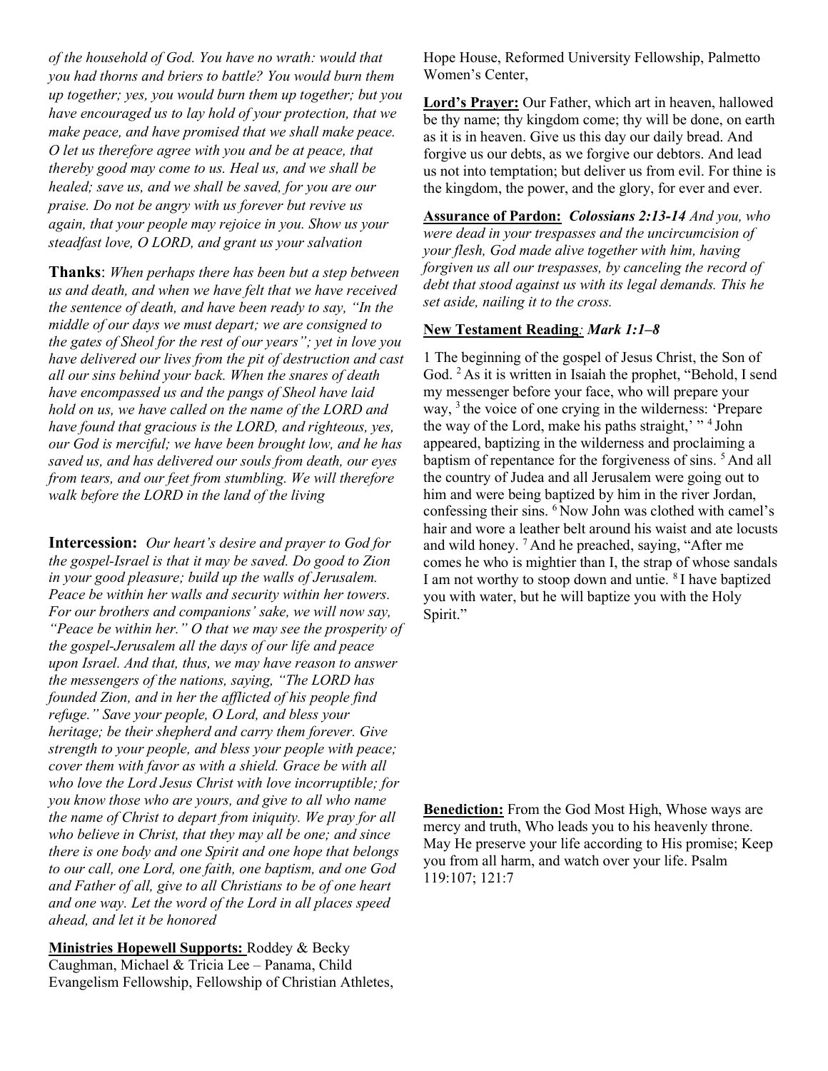*of the household of God. You have no wrath: would that you had thorns and briers to battle? You would burn them up together; yes, you would burn them up together; but you have encouraged us to lay hold of your protection, that we make peace, and have promised that we shall make peace. O let us therefore agree with you and be at peace, that thereby good may come to us. Heal us, and we shall be healed; save us, and we shall be saved, for you are our praise. Do not be angry with us forever but revive us again, that your people may rejoice in you. Show us your steadfast love, O LORD, and grant us your salvation*

**Thanks**: *When perhaps there has been but a step between us and death, and when we have felt that we have received the sentence of death, and have been ready to say, "In the middle of our days we must depart; we are consigned to the gates of Sheol for the rest of our years"; yet in love you have delivered our lives from the pit of destruction and cast all our sins behind your back. When the snares of death have encompassed us and the pangs of Sheol have laid hold on us, we have called on the name of the LORD and have found that gracious is the LORD, and righteous, yes, our God is merciful; we have been brought low, and he has saved us, and has delivered our souls from death, our eyes from tears, and our feet from stumbling. We will therefore walk before the LORD in the land of the living*

**Intercession:** *Our heart's desire and prayer to God for the gospel-Israel is that it may be saved. Do good to Zion in your good pleasure; build up the walls of Jerusalem. Peace be within her walls and security within her towers. For our brothers and companions' sake, we will now say, "Peace be within her." O that we may see the prosperity of the gospel-Jerusalem all the days of our life and peace upon Israel. And that, thus, we may have reason to answer the messengers of the nations, saying, "The LORD has founded Zion, and in her the afflicted of his people find refuge." Save your people, O Lord, and bless your heritage; be their shepherd and carry them forever. Give strength to your people, and bless your people with peace; cover them with favor as with a shield. Grace be with all who love the Lord Jesus Christ with love incorruptible; for you know those who are yours, and give to all who name the name of Christ to depart from iniquity. We pray for all who believe in Christ, that they may all be one; and since there is one body and one Spirit and one hope that belongs to our call, one Lord, one faith, one baptism, and one God and Father of all, give to all Christians to be of one heart and one way. Let the word of the Lord in all places speed ahead, and let it be honored*

**Ministries Hopewell Supports:** Roddey & Becky Caughman, Michael & Tricia Lee – Panama, Child Evangelism Fellowship, Fellowship of Christian Athletes, Hope House, Reformed University Fellowship, Palmetto Women's Center,

**Lord's Prayer:** Our Father, which art in heaven, hallowed be thy name; thy kingdom come; thy will be done, on earth as it is in heaven. Give us this day our daily bread. And forgive us our debts, as we forgive our debtors. And lead us not into temptation; but deliver us from evil. For thine is the kingdom, the power, and the glory, for ever and ever.

**Assurance of Pardon:** ***Colossians 2:13-14*** *And you, who were dead in your trespasses and the uncircumcision of your flesh, God made alive together with him, having forgiven us all our trespasses, by canceling the record of debt that stood against us with its legal demands. This he set aside, nailing it to the cross.*

**New Testament Reading*: Mark 1:1–8***

1 The beginning of the gospel of Jesus Christ, the Son of God. [2] As it is written in Isaiah the prophet, "Behold, I send my messenger before your face, who will prepare your way, [3] the voice of one crying in the wilderness: 'Prepare the way of the Lord, make his paths straight,' " [4] John appeared, baptizing in the wilderness and proclaiming a baptism of repentance for the forgiveness of sins. [5] And all the country of Judea and all Jerusalem were going out to him and were being baptized by him in the river Jordan, confessing their sins. [6] Now John was clothed with camel's hair and wore a leather belt around his waist and ate locusts and wild honey. [7] And he preached, saying, "After me comes he who is mightier than I, the strap of whose sandals I am not worthy to stoop down and untie. [8] I have baptized you with water, but he will baptize you with the Holy Spirit."

**Benediction:** From the God Most High, Whose ways are mercy and truth, Who leads you to his heavenly throne. May He preserve your life according to His promise; Keep you from all harm, and watch over your life. Psalm 119:107; 121:7